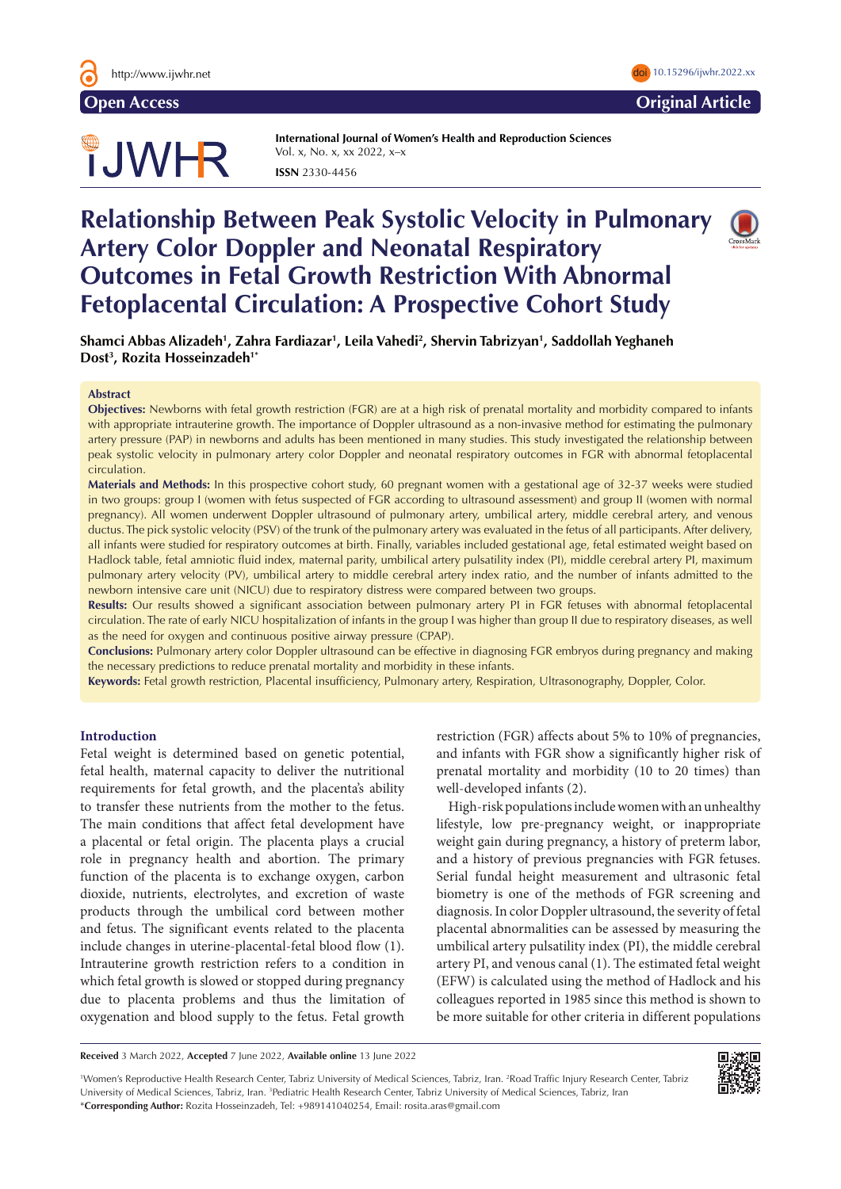Open Access

Original Article

International Journal of Women's Health and Reproduction Sciences

ISSN 2330-4456

# Relationship Between Peak Systolic Velocity in Pulmonary Artery Color Doppler and Neonatal Respiratory Outcomes in Fetal Growth Restriction With Abnormal Fetoplacental Circulation: A Prospective Cohort Study

**Shamci Abbas Alizadeh[1], Zahra Fardiazar[1], Leila Vahedi[2], Shervin Tabrizyan[1], Saddollah Yeghaneh Dost[3], Rozita Hosseinzadeh[1*]**

## Abstract

**Objectives:** Newborns with fetal growth restriction (FGR) are at a high risk of prenatal mortality and morbidity compared to infants with appropriate intrauterine growth. The importance of Doppler ultrasound as a non-invasive method for estimating the pulmonary artery pressure (PAP) in newborns and adults has been mentioned in many studies. This study investigated the relationship between peak systolic velocity in pulmonary artery color Doppler and neonatal respiratory outcomes in FGR with abnormal fetoplacental circulation.

**Materials and Methods:** In this prospective cohort study, 60 pregnant women with a gestational age of 32-37 weeks were studied in two groups: group I (women with fetus suspected of FGR according to ultrasound assessment) and group II (women with normal pregnancy). All women underwent Doppler ultrasound of pulmonary artery, umbilical artery, middle cerebral artery, and venous ductus. The pick systolic velocity (PSV) of the trunk of the pulmonary artery was evaluated in the fetus of all participants. After delivery, all infants were studied for respiratory outcomes at birth. Finally, variables included gestational age, fetal estimated weight based on Hadlock table, fetal amniotic fluid index, maternal parity, umbilical artery pulsatility index (PI), middle cerebral artery PI, maximum pulmonary artery velocity (PV), umbilical artery to middle cerebral artery index ratio, and the number of infants admitted to the newborn intensive care unit (NICU) due to respiratory distress were compared between two groups.

**Results:** Our results showed a significant association between pulmonary artery PI in FGR fetuses with abnormal fetoplacental circulation. The rate of early NICU hospitalization of infants in the group I was higher than group II due to respiratory diseases, as well as the need for oxygen and continuous positive airway pressure (CPAP).

**Conclusions:** Pulmonary artery color Doppler ultrasound can be effective in diagnosing FGR embryos during pregnancy and making the necessary predictions to reduce prenatal mortality and morbidity in these infants.

**Keywords:** Fetal growth restriction, Placental insufficiency, Pulmonary artery, Respiration, Ultrasonography, Doppler, Color.

## Introduction

Fetal weight is determined based on genetic potential, fetal health, maternal capacity to deliver the nutritional requirements for fetal growth, and the placenta's ability to transfer these nutrients from the mother to the fetus. The main conditions that affect fetal development have a placental or fetal origin. The placenta plays a crucial role in pregnancy health and abortion. The primary function of the placenta is to exchange oxygen, carbon dioxide, nutrients, electrolytes, and excretion of waste products through the umbilical cord between mother and fetus. The significant events related to the placenta include changes in uterine-placental-fetal blood flow (1). Intrauterine growth restriction refers to a condition in which fetal growth is slowed or stopped during pregnancy due to placenta problems and thus the limitation of oxygenation and blood supply to the fetus. Fetal growth restriction (FGR) affects about 5% to 10% of pregnancies, and infants with FGR show a significantly higher risk of prenatal mortality and morbidity (10 to 20 times) than well-developed infants (2).

High-risk populations include women with an unhealthy lifestyle, low pre-pregnancy weight, or inappropriate weight gain during pregnancy, a history of preterm labor, and a history of previous pregnancies with FGR fetuses. Serial fundal height measurement and ultrasonic fetal biometry is one of the methods of FGR screening and diagnosis. In color Doppler ultrasound, the severity of fetal placental abnormalities can be assessed by measuring the umbilical artery pulsatility index (PI), the middle cerebral artery PI, and venous canal (1). The estimated fetal weight (EFW) is calculated using the method of Hadlock and his colleagues reported in 1985 since this method is shown to be more suitable for other criteria in different populations

**Received** 3 March 2022, **Accepted** 7 June 2022, **Available online** 13 June 2022

[1]Women's Reproductive Health Research Center, Tabriz University of Medical Sciences, Tabriz, Iran. [2]Road Traffic Injury Research Center, Tabriz University of Medical Sciences, Tabriz, Iran. [3]Pediatric Health Research Center, Tabriz University of Medical Sciences, Tabriz, Iran
*Corresponding Author: Rozita Hosseinzadeh, Tel: +989141040254, Email: rosita.aras@gmail.com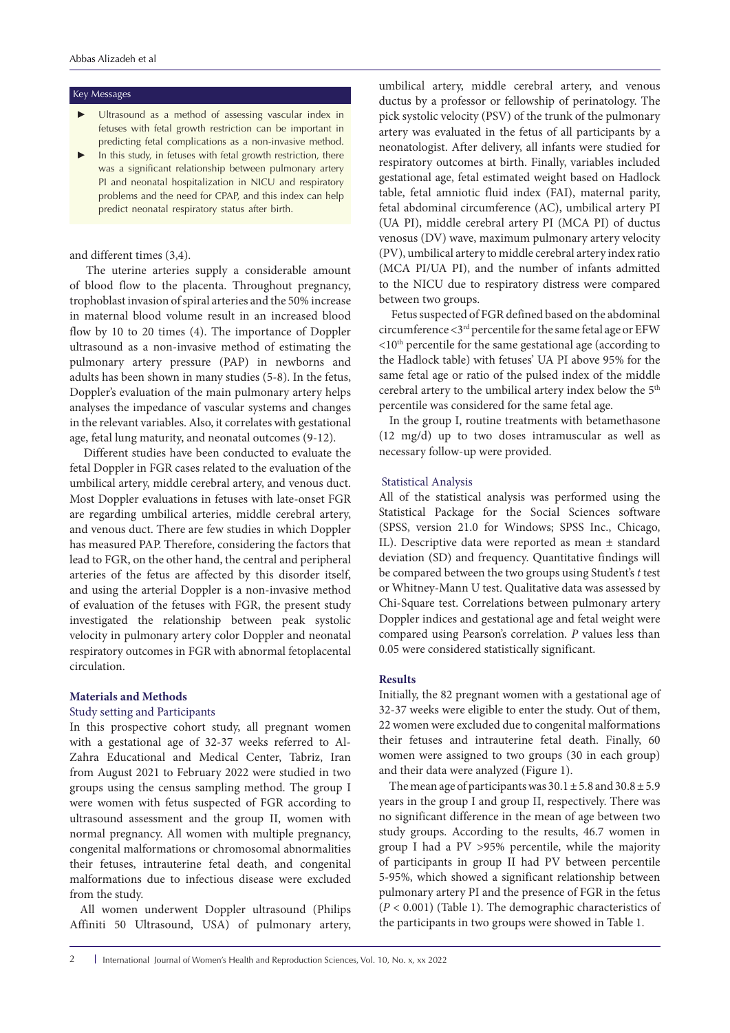### Key Messages

- Ultrasound as a method of assessing vascular index in fetuses with fetal growth restriction can be important in predicting fetal complications as a non-invasive method.
- In this study, in fetuses with fetal growth restriction, there was a significant relationship between pulmonary artery PI and neonatal hospitalization in NICU and respiratory problems and the need for CPAP, and this index can help predict neonatal respiratory status after birth.

and different times (3,4).

The uterine arteries supply a considerable amount of blood flow to the placenta. Throughout pregnancy, trophoblast invasion of spiral arteries and the 50% increase in maternal blood volume result in an increased blood flow by 10 to 20 times (4). The importance of Doppler ultrasound as a non-invasive method of estimating the pulmonary artery pressure (PAP) in newborns and adults has been shown in many studies (5-8). In the fetus, Doppler's evaluation of the main pulmonary artery helps analyses the impedance of vascular systems and changes in the relevant variables. Also, it correlates with gestational age, fetal lung maturity, and neonatal outcomes (9-12).

Different studies have been conducted to evaluate the fetal Doppler in FGR cases related to the evaluation of the umbilical artery, middle cerebral artery, and venous duct. Most Doppler evaluations in fetuses with late-onset FGR are regarding umbilical arteries, middle cerebral artery, and venous duct. There are few studies in which Doppler has measured PAP. Therefore, considering the factors that lead to FGR, on the other hand, the central and peripheral arteries of the fetus are affected by this disorder itself, and using the arterial Doppler is a non-invasive method of evaluation of the fetuses with FGR, the present study investigated the relationship between peak systolic velocity in pulmonary artery color Doppler and neonatal respiratory outcomes in FGR with abnormal fetoplacental circulation.

## Materials and Methods

### Study setting and Participants

In this prospective cohort study, all pregnant women with a gestational age of 32-37 weeks referred to Al-Zahra Educational and Medical Center, Tabriz, Iran from August 2021 to February 2022 were studied in two groups using the census sampling method. The group I were women with fetus suspected of FGR according to ultrasound assessment and the group II, women with normal pregnancy. All women with multiple pregnancy, congenital malformations or chromosomal abnormalities their fetuses, intrauterine fetal death, and congenital malformations due to infectious disease were excluded from the study.

All women underwent Doppler ultrasound (Philips Affiniti 50 Ultrasound, USA) of pulmonary artery, umbilical artery, middle cerebral artery, and venous ductus by a professor or fellowship of perinatology. The pick systolic velocity (PSV) of the trunk of the pulmonary artery was evaluated in the fetus of all participants by a neonatologist. After delivery, all infants were studied for respiratory outcomes at birth. Finally, variables included gestational age, fetal estimated weight based on Hadlock table, fetal amniotic fluid index (FAI), maternal parity, fetal abdominal circumference (AC), umbilical artery PI (UA PI), middle cerebral artery PI (MCA PI) of ductus venosus (DV) wave, maximum pulmonary artery velocity (PV), umbilical artery to middle cerebral artery index ratio (MCA PI/UA PI), and the number of infants admitted to the NICU due to respiratory distress were compared between two groups.

Fetus suspected of FGR defined based on the abdominal circumference <3rd percentile for the same fetal age or EFW <10th percentile for the same gestational age (according to the Hadlock table) with fetuses' UA PI above 95% for the same fetal age or ratio of the pulsed index of the middle cerebral artery to the umbilical artery index below the 5th percentile was considered for the same fetal age.

In the group I, routine treatments with betamethasone (12 mg/d) up to two doses intramuscular as well as necessary follow-up were provided.

### Statistical Analysis

All of the statistical analysis was performed using the Statistical Package for the Social Sciences software (SPSS, version 21.0 for Windows; SPSS Inc., Chicago, IL). Descriptive data were reported as mean ± standard deviation (SD) and frequency. Quantitative findings will be compared between the two groups using Student's *t* test or Whitney-Mann U test. Qualitative data was assessed by Chi-Square test. Correlations between pulmonary artery Doppler indices and gestational age and fetal weight were compared using Pearson's correlation. *P* values less than 0.05 were considered statistically significant.

## Results

Initially, the 82 pregnant women with a gestational age of 32-37 weeks were eligible to enter the study. Out of them, 22 women were excluded due to congenital malformations their fetuses and intrauterine fetal death. Finally, 60 women were assigned to two groups (30 in each group) and their data were analyzed (Figure 1).

The mean age of participants was 30.1 ± 5.8 and 30.8 ± 5.9 years in the group I and group II, respectively. There was no significant difference in the mean of age between two study groups. According to the results, 46.7 women in group I had a PV >95% percentile, while the majority of participants in group II had PV between percentile 5-95%, which showed a significant relationship between pulmonary artery PI and the presence of FGR in the fetus ($P < 0.001$) (Table 1). The demographic characteristics of the participants in two groups were showed in Table 1.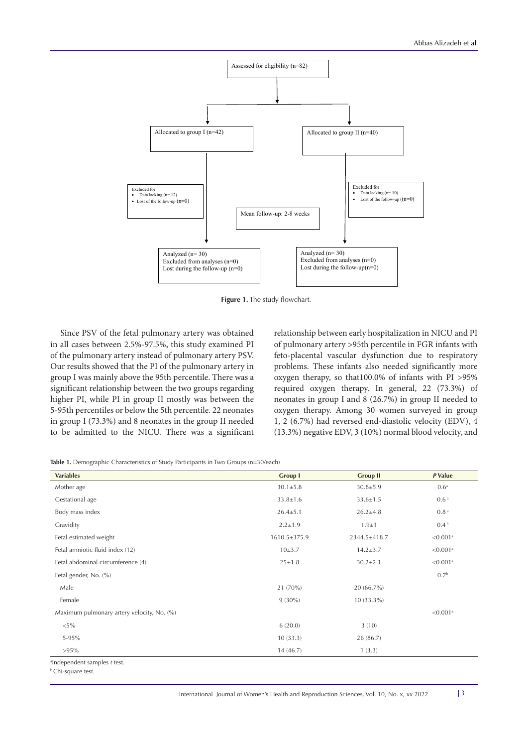Assessed for eligibility (n=82)

Allocated to group I (n=42)

Allocated to group II (n=40)

Excluded for
- Data lacking (n= 12)
- Lost of the follow-up (n=0)

Excluded for
- Data lacking (n= 10)
- Lost of the follow-up ((n=0)

Mean follow-up: 2-8 weeks

Analyzed (n= 30)
Excluded from analyses (n=0)
Lost during the follow-up (n=0)

Analyzed (n= 30)
Excluded from analyses (n=0)
Lost during the follow-up(n=0)

**Figure 1.** The study flowchart.

Since PSV of the fetal pulmonary artery was obtained in all cases between 2.5%-97.5%, this study examined PI of the pulmonary artery instead of pulmonary artery PSV. Our results showed that the PI of the pulmonary artery in group I was mainly above the 95th percentile. There was a significant relationship between the two groups regarding higher PI, while PI in group II mostly was between the 5-95th percentiles or below the 5th percentile. 22 neonates in group I (73.3%) and 8 neonates in the group II needed to be admitted to the NICU. There was a significant relationship between early hospitalization in NICU and PI of pulmonary artery >95th percentile in FGR infants with feto-placental vascular dysfunction due to respiratory problems. These infants also needed significantly more oxygen therapy, so that100.0% of infants with PI >95% required oxygen therapy. In general, 22 (73.3%) of neonates in group I and 8 (26.7%) in group II needed to oxygen therapy. Among 30 women surveyed in group 1, 2 (6.7%) had reversed end-diastolic velocity (EDV), 4 (13.3%) negative EDV, 3 (10%) normal blood velocity, and

**Table 1.** Demographic Characteristics of Study Participants in Two Groups (n=30/each)

| Variables | Group I | Group II | *P* Value |
|---|---|---|---|
| Mother age | 30.1±5.8 | 30.8±5.9 | 0.6[a] |
| Gestational age | 33.8±1.6 | 33.6±1.5 | 0.6[a] |
| Body mass index | 26.4±5.1 | 26.2±4.8 | 0.8[a] |
| Gravidity | 2.2±1.9 | 1.9±1 | 0.4[a] |
| Fetal estimated weight | 1610.5±375.9 | 2344.5±418.7 | <0.001[a] |
| Fetal amniotic fluid index (12) | 10±3.7 | 14.2±3.7 | <0.001[a] |
| Fetal abdominal circumference (4) | 25±1.8 | 30.2±2.1 | <0.001[a] |
| Fetal gender, No. (%) | | | 0.7[b] |
| Male | 21 (70%) | 20 (66.7%) | |
| Female | 9 (30%) | 10 (33.3%) | |
| Maximum pulmonary artery velocity, No. (%) | | | <0.001[a] |
| <5% | 6 (20.0) | 3 (10) | |
| 5-95% | 10 (33.3) | 26 (86.7) | |
| >95% | 14 (46.7) | 1 (3.3) | |

[a]Independent samples *t* test.

[b]Chi-square test.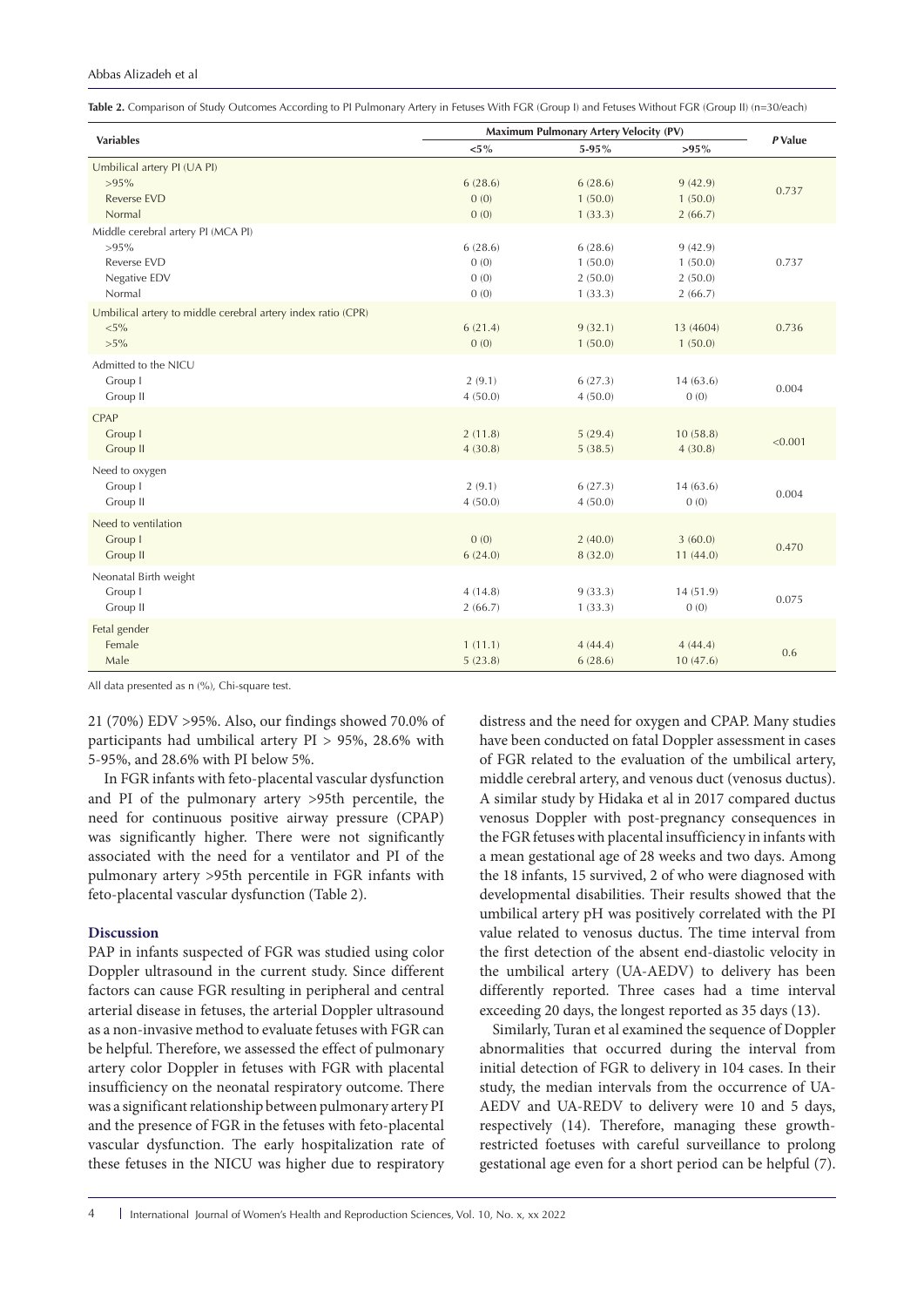**Table 2.** Comparison of Study Outcomes According to PI Pulmonary Artery in Fetuses With FGR (Group I) and Fetuses Without FGR (Group II) (n=30/each)

| Variables | Maximum Pulmonary Artery Velocity (PV) | | | *P* Value |
|---|---|---|---|---|
| | <5% | 5-95% | >95% | |
| Umbilical artery PI (UA PI) | | | | |
| >95% | 6 (28.6) | 6 (28.6) | 9 (42.9) | 0.737 |
| Reverse EVD | 0 (0) | 1 (50.0) | 1 (50.0) | |
| Normal | 0 (0) | 1 (33.3) | 2 (66.7) | |
| Middle cerebral artery PI (MCA PI) | | | | |
| >95% | 6 (28.6) | 6 (28.6) | 9 (42.9) | 0.737 |
| Reverse EVD | 0 (0) | 1 (50.0) | 1 (50.0) | |
| Negative EDV | 0 (0) | 2 (50.0) | 2 (50.0) | |
| Normal | 0 (0) | 1 (33.3) | 2 (66.7) | |
| Umbilical artery to middle cerebral artery index ratio (CPR) | | | | |
| <5% | 6 (21.4) | 9 (32.1) | 13 (4604) | 0.736 |
| >5% | 0 (0) | 1 (50.0) | 1 (50.0) | |
| Admitted to the NICU | | | | |
| Group I | 2 (9.1) | 6 (27.3) | 14 (63.6) | 0.004 |
| Group II | 4 (50.0) | 4 (50.0) | 0 (0) | |
| CPAP | | | | |
| Group I | 2 (11.8) | 5 (29.4) | 10 (58.8) | <0.001 |
| Group II | 4 (30.8) | 5 (38.5) | 4 (30.8) | |
| Need to oxygen | | | | |
| Group I | 2 (9.1) | 6 (27.3) | 14 (63.6) | 0.004 |
| Group II | 4 (50.0) | 4 (50.0) | 0 (0) | |
| Need to ventilation | | | | |
| Group I | 0 (0) | 2 (40.0) | 3 (60.0) | 0.470 |
| Group II | 6 (24.0) | 8 (32.0) | 11 (44.0) | |
| Neonatal Birth weight | | | | |
| Group I | 4 (14.8) | 9 (33.3) | 14 (51.9) | 0.075 |
| Group II | 2 (66.7) | 1 (33.3) | 0 (0) | |
| Fetal gender | | | | |
| Female | 1 (11.1) | 4 (44.4) | 4 (44.4) | 0.6 |
| Male | 5 (23.8) | 6 (28.6) | 10 (47.6) | |

All data presented as n (%), Chi-square test.

21 (70%) EDV >95%. Also, our findings showed 70.0% of participants had umbilical artery PI > 95%, 28.6% with 5-95%, and 28.6% with PI below 5%.

In FGR infants with feto-placental vascular dysfunction and PI of the pulmonary artery >95th percentile, the need for continuous positive airway pressure (CPAP) was significantly higher. There were not significantly associated with the need for a ventilator and PI of the pulmonary artery >95th percentile in FGR infants with feto-placental vascular dysfunction (Table 2).

## Discussion

PAP in infants suspected of FGR was studied using color Doppler ultrasound in the current study. Since different factors can cause FGR resulting in peripheral and central arterial disease in fetuses, the arterial Doppler ultrasound as a non-invasive method to evaluate fetuses with FGR can be helpful. Therefore, we assessed the effect of pulmonary artery color Doppler in fetuses with FGR with placental insufficiency on the neonatal respiratory outcome. There was a significant relationship between pulmonary artery PI and the presence of FGR in the fetuses with feto-placental vascular dysfunction. The early hospitalization rate of these fetuses in the NICU was higher due to respiratory distress and the need for oxygen and CPAP. Many studies have been conducted on fatal Doppler assessment in cases of FGR related to the evaluation of the umbilical artery, middle cerebral artery, and venous duct (venosus ductus). A similar study by Hidaka et al in 2017 compared ductus venosus Doppler with post-pregnancy consequences in the FGR fetuses with placental insufficiency in infants with a mean gestational age of 28 weeks and two days. Among the 18 infants, 15 survived, 2 of who were diagnosed with developmental disabilities. Their results showed that the umbilical artery pH was positively correlated with the PI value related to venous ductus. The time interval from the first detection of the absent end-diastolic velocity in the umbilical artery (UA-AEDV) to delivery has been differently reported. Three cases had a time interval exceeding 20 days, the longest reported as 35 days (13).

Similarly, Turan et al examined the sequence of Doppler abnormalities that occurred during the interval from initial detection of FGR to delivery in 104 cases. In their study, the median intervals from the occurrence of UA-AEDV and UA-REDV to delivery were 10 and 5 days, respectively (14). Therefore, managing these growth-restricted foetuses with careful surveillance to prolong gestational age even for a short period can be helpful (7).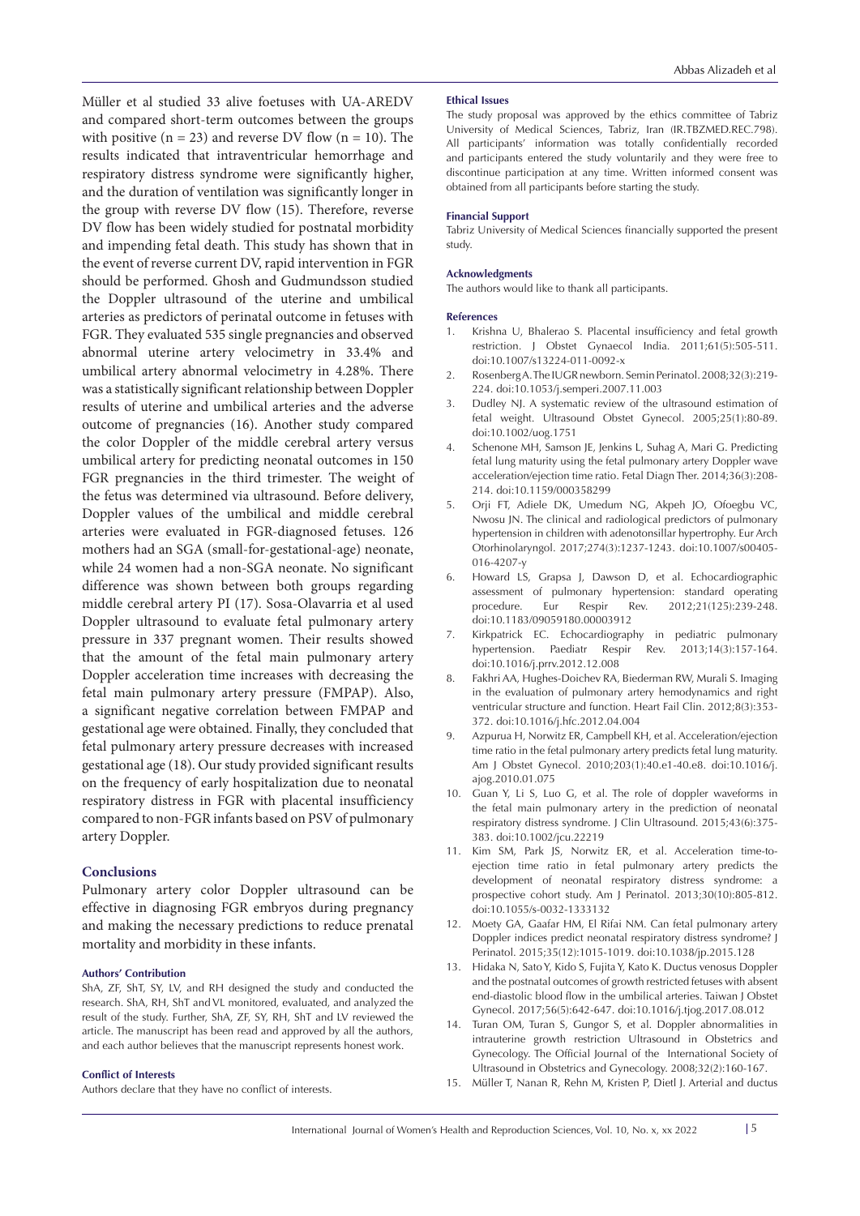Müller et al studied 33 alive foetuses with UA-AREDV and compared short-term outcomes between the groups with positive (n = 23) and reverse DV flow (n = 10). The results indicated that intraventricular hemorrhage and respiratory distress syndrome were significantly higher, and the duration of ventilation was significantly longer in the group with reverse DV flow (15). Therefore, reverse DV flow has been widely studied for postnatal morbidity and impending fetal death. This study has shown that in the event of reverse current DV, rapid intervention in FGR should be performed. Ghosh and Gudmundsson studied the Doppler ultrasound of the uterine and umbilical arteries as predictors of perinatal outcome in fetuses with FGR. They evaluated 535 single pregnancies and observed abnormal uterine artery velocimetry in 33.4% and umbilical artery abnormal velocimetry in 4.28%. There was a statistically significant relationship between Doppler results of uterine and umbilical arteries and the adverse outcome of pregnancies (16). Another study compared the color Doppler of the middle cerebral artery versus umbilical artery for predicting neonatal outcomes in 150 FGR pregnancies in the third trimester. The weight of the fetus was determined via ultrasound. Before delivery, Doppler values of the umbilical and middle cerebral arteries were evaluated in FGR-diagnosed fetuses. 126 mothers had an SGA (small-for-gestational-age) neonate, while 24 women had a non-SGA neonate. No significant difference was shown between both groups regarding middle cerebral artery PI (17). Sosa-Olavarria et al used Doppler ultrasound to evaluate fetal pulmonary artery pressure in 337 pregnant women. Their results showed that the amount of the fetal main pulmonary artery Doppler acceleration time increases with decreasing the fetal main pulmonary artery pressure (FMPAP). Also, a significant negative correlation between FMPAP and gestational age were obtained. Finally, they concluded that fetal pulmonary artery pressure decreases with increased gestational age (18). Our study provided significant results on the frequency of early hospitalization due to neonatal respiratory distress in FGR with placental insufficiency compared to non-FGR infants based on PSV of pulmonary artery Doppler.

## Conclusions

Pulmonary artery color Doppler ultrasound can be effective in diagnosing FGR embryos during pregnancy and making the necessary predictions to reduce prenatal mortality and morbidity in these infants.

#### Authors' Contribution

ShA, ZF, ShT, SY, LV, and RH designed the study and conducted the research. ShA, RH, ShT and VL monitored, evaluated, and analyzed the result of the study. Further, ShA, ZF, SY, RH, ShT and LV reviewed the article. The manuscript has been read and approved by all the authors, and each author believes that the manuscript represents honest work.

#### Conflict of Interests

Authors declare that they have no conflict of interests.

#### Ethical Issues

The study proposal was approved by the ethics committee of Tabriz University of Medical Sciences, Tabriz, Iran (IR.TBZMED.REC.798). All participants' information was totally confidentially recorded and participants entered the study voluntarily and they were free to discontinue participation at any time. Written informed consent was obtained from all participants before starting the study.

#### Financial Support

Tabriz University of Medical Sciences financially supported the present study.

#### Acknowledgments

The authors would like to thank all participants.

#### References

1. Krishna U, Bhalerao S. Placental insufficiency and fetal growth restriction. J Obstet Gynaecol India. 2011;61(5):505-511. doi:10.1007/s13224-011-0092-x
2. Rosenberg A. The IUGR newborn. Semin Perinatol. 2008;32(3):219-224. doi:10.1053/j.semperi.2007.11.003
3. Dudley NJ. A systematic review of the ultrasound estimation of fetal weight. Ultrasound Obstet Gynecol. 2005;25(1):80-89. doi:10.1002/uog.1751
4. Schenone MH, Samson JE, Jenkins L, Suhag A, Mari G. Predicting fetal lung maturity using the fetal pulmonary artery Doppler wave acceleration/ejection time ratio. Fetal Diagn Ther. 2014;36(3):208-214. doi:10.1159/000358299
5. Orji FT, Adiele DK, Umedum NG, Akpeh JO, Ofoegbu VC, Nwosu JN. The clinical and radiological predictors of pulmonary hypertension in children with adenotonsillar hypertrophy. Eur Arch Otorhinolaryngol. 2017;274(3):1237-1243. doi:10.1007/s00405-016-4207-y
6. Howard LS, Grapsa J, Dawson D, et al. Echocardiographic assessment of pulmonary hypertension: standard operating procedure. Eur Respir Rev. 2012;21(125):239-248. doi:10.1183/09059180.00003912
7. Kirkpatrick EC. Echocardiography in pediatric pulmonary hypertension. Paediatr Respir Rev. 2013;14(3):157-164. doi:10.1016/j.prrv.2012.12.008
8. Fakhri AA, Hughes-Doichev RA, Biederman RW, Murali S. Imaging in the evaluation of pulmonary artery hemodynamics and right ventricular structure and function. Heart Fail Clin. 2012;8(3):353-372. doi:10.1016/j.hfc.2012.04.004
9. Azpurua H, Norwitz ER, Campbell KH, et al. Acceleration/ejection time ratio in the fetal pulmonary artery predicts fetal lung maturity. Am J Obstet Gynecol. 2010;203(1):40.e1-40.e8. doi:10.1016/j.ajog.2010.01.075
10. Guan Y, Li S, Luo G, et al. The role of doppler waveforms in the fetal main pulmonary artery in the prediction of neonatal respiratory distress syndrome. J Clin Ultrasound. 2015;43(6):375-383. doi:10.1002/jcu.22219
11. Kim SM, Park JS, Norwitz ER, et al. Acceleration time-to-ejection time ratio in fetal pulmonary artery predicts the development of neonatal respiratory distress syndrome: a prospective cohort study. Am J Perinatol. 2013;30(10):805-812. doi:10.1055/s-0032-1333132
12. Moety GA, Gaafar HM, El Rifai NM. Can fetal pulmonary artery Doppler indices predict neonatal respiratory distress syndrome? J Perinatol. 2015;35(12):1015-1019. doi:10.1038/jp.2015.128
13. Hidaka N, Sato Y, Kido S, Fujita Y, Kato K. Ductus venosus Doppler and the postnatal outcomes of growth restricted fetuses with absent end-diastolic blood flow in the umbilical arteries. Taiwan J Obstet Gynecol. 2017;56(5):642-647. doi:10.1016/j.tjog.2017.08.012
14. Turan OM, Turan S, Gungor S, et al. Doppler abnormalities in intrauterine growth restriction Ultrasound in Obstetrics and Gynecology. The Official Journal of the International Society of Ultrasound in Obstetrics and Gynecology. 2008;32(2):160-167.
15. Müller T, Nanan R, Rehn M, Kristen P, Dietl J. Arterial and ductus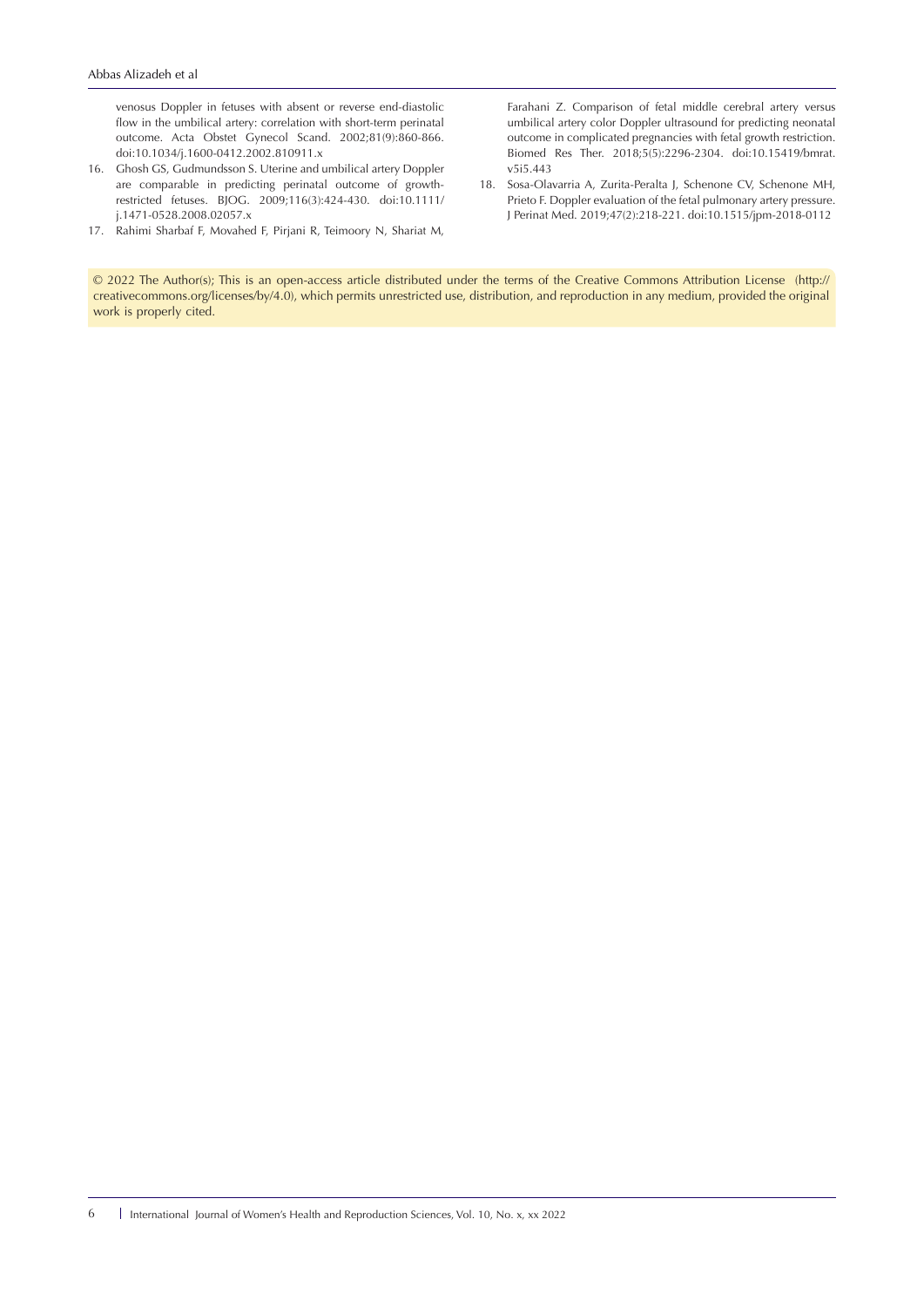venosus Doppler in fetuses with absent or reverse end-diastolic flow in the umbilical artery: correlation with short-term perinatal outcome. Acta Obstet Gynecol Scand. 2002;81(9):860-866. doi:10.1034/j.1600-0412.2002.810911.x

16. Ghosh GS, Gudmundsson S. Uterine and umbilical artery Doppler are comparable in predicting perinatal outcome of growth-restricted fetuses. BJOG. 2009;116(3):424-430. doi:10.1111/j.1471-0528.2008.02057.x
17. Rahimi Sharbaf F, Movahed F, Pirjani R, Teimoory N, Shariat M, Farahani Z. Comparison of fetal middle cerebral artery versus umbilical artery color Doppler ultrasound for predicting neonatal outcome in complicated pregnancies with fetal growth restriction. Biomed Res Ther. 2018;5(5):2296-2304. doi:10.15419/bmrat.v5i5.443
18. Sosa-Olavarria A, Zurita-Peralta J, Schenone CV, Schenone MH, Prieto F. Doppler evaluation of the fetal pulmonary artery pressure. J Perinat Med. 2019;47(2):218-221. doi:10.1515/jpm-2018-0112

© 2022 The Author(s); This is an open-access article distributed under the terms of the Creative Commons Attribution License (http://creativecommons.org/licenses/by/4.0), which permits unrestricted use, distribution, and reproduction in any medium, provided the original work is properly cited.